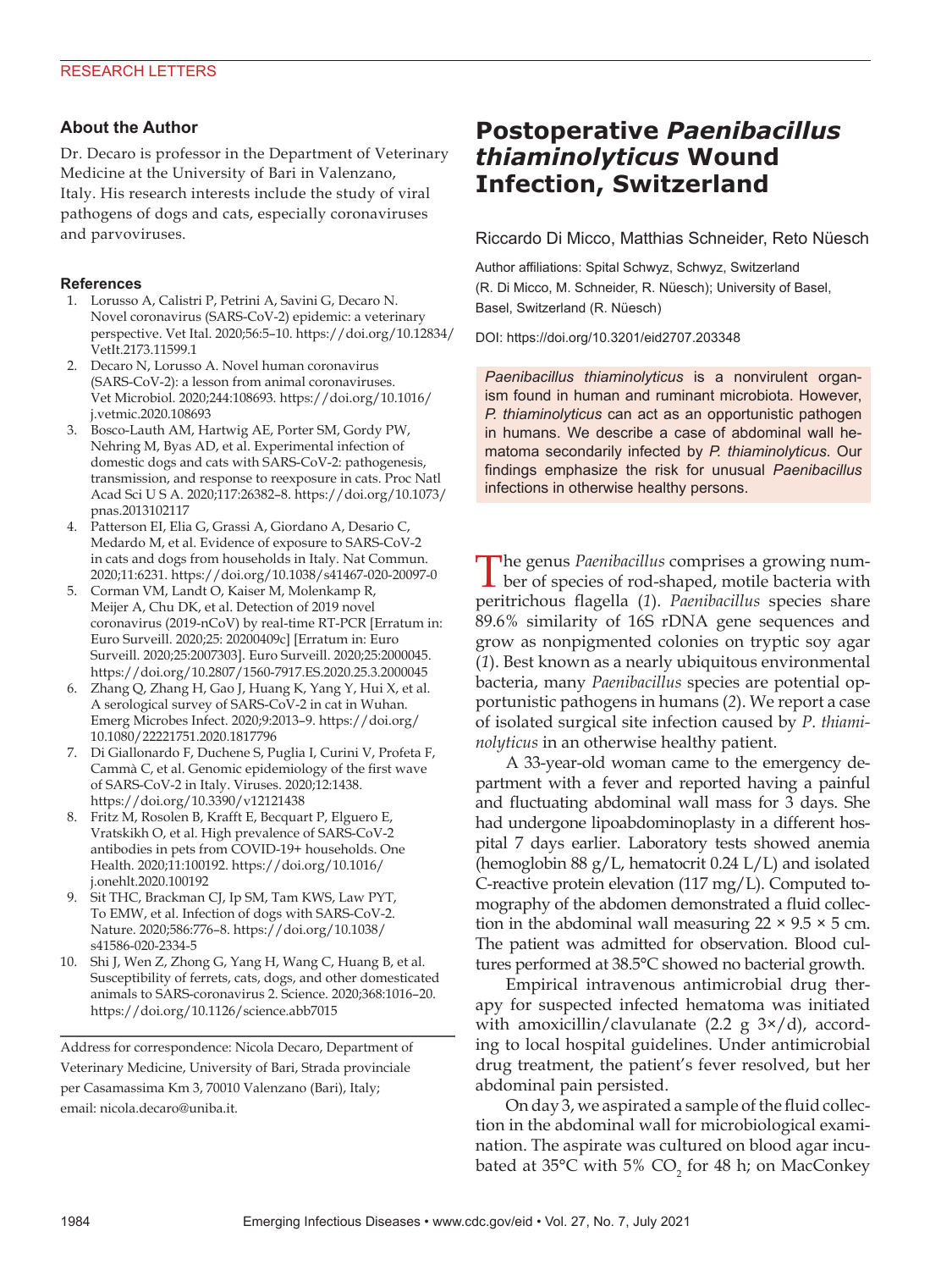## About the Author

Dr. Decaro is professor in the Department of Veterinary Medicine at the University of Bari in Valenzano, Italy. His research interests include the study of viral pathogens of dogs and cats, especially coronaviruses and parvoviruses.

### References

1. Lorusso A, Calistri P, Petrini A, Savini G, Decaro N. Novel coronavirus (SARS-CoV-2) epidemic: a veterinary perspective. Vet Ital. 2020;56:5–10. https://doi.org/10.12834/VetIt.2173.11599.1
2. Decaro N, Lorusso A. Novel human coronavirus (SARS-CoV-2): a lesson from animal coronaviruses. Vet Microbiol. 2020;244:108693. https://doi.org/10.1016/j.vetmic.2020.108693
3. Bosco-Lauth AM, Hartwig AE, Porter SM, Gordy PW, Nehring M, Byas AD, et al. Experimental infection of domestic dogs and cats with SARS-CoV-2: pathogenesis, transmission, and response to reexposure in cats. Proc Natl Acad Sci U S A. 2020;117:26382–8. https://doi.org/10.1073/pnas.2013102117
4. Patterson EI, Elia G, Grassi A, Giordano A, Desario C, Medardo M, et al. Evidence of exposure to SARS-CoV-2 in cats and dogs from households in Italy. Nat Commun. 2020;11:6231. https://doi.org/10.1038/s41467-020-20097-0
5. Corman VM, Landt O, Kaiser M, Molenkamp R, Meijer A, Chu DK, et al. Detection of 2019 novel coronavirus (2019-nCoV) by real-time RT-PCR [Erratum in: Euro Surveill. 2020;25: 20200409c] [Erratum in: Euro Surveill. 2020;25:2007303]. Euro Surveill. 2020;25:2000045. https://doi.org/10.2807/1560-7917.ES.2020.25.3.2000045
6. Zhang Q, Zhang H, Gao J, Huang K, Yang Y, Hui X, et al. A serological survey of SARS-CoV-2 in cat in Wuhan. Emerg Microbes Infect. 2020;9:2013–9. https://doi.org/10.1080/22221751.2020.1817796
7. Di Giallonardo F, Duchene S, Puglia I, Curini V, Profeta F, Cammà C, et al. Genomic epidemiology of the first wave of SARS-CoV-2 in Italy. Viruses. 2020;12:1438. https://doi.org/10.3390/v12121438
8. Fritz M, Rosolen B, Krafft E, Becquart P, Elguero E, Vratskikh O, et al. High prevalence of SARS-CoV-2 antibodies in pets from COVID-19+ households. One Health. 2020;11:100192. https://doi.org/10.1016/j.onehlt.2020.100192
9. Sit THC, Brackman CJ, Ip SM, Tam KWS, Law PYT, To EMW, et al. Infection of dogs with SARS-CoV-2. Nature. 2020;586:776–8. https://doi.org/10.1038/s41586-020-2334-5
10. Shi J, Wen Z, Zhong G, Yang H, Wang C, Huang B, et al. Susceptibility of ferrets, cats, dogs, and other domesticated animals to SARS-coronavirus 2. Science. 2020;368:1016–20. https://doi.org/10.1126/science.abb7015

Address for correspondence: Nicola Decaro, Department of Veterinary Medicine, University of Bari, Strada provinciale per Casamassima Km 3, 70010 Valenzano (Bari), Italy; email: nicola.decaro@uniba.it.

# Postoperative *Paenibacillus thiaminolyticus* Wound Infection, Switzerland

Riccardo Di Micco, Matthias Schneider, Reto Nüesch

Author affiliations: Spital Schwyz, Schwyz, Switzerland (R. Di Micco, M. Schneider, R. Nüesch); University of Basel, Basel, Switzerland (R. Nüesch)

DOI: https://doi.org/10.3201/eid2707.203348

*Paenibacillus thiaminolyticus* is a nonvirulent organism found in human and ruminant microbiota. However, *P. thiaminolyticus* can act as an opportunistic pathogen in humans. We describe a case of abdominal wall hematoma secondarily infected by *P. thiaminolyticus*. Our findings emphasize the risk for unusual *Paenibacillus* infections in otherwise healthy persons.

The genus *Paenibacillus* comprises a growing number of species of rod-shaped, motile bacteria with peritrichous flagella (*1*). *Paenibacillus* species share 89.6% similarity of 16S rDNA gene sequences and grow as nonpigmented colonies on tryptic soy agar (*1*). Best known as a nearly ubiquitous environmental bacteria, many *Paenibacillus* species are potential opportunistic pathogens in humans (*2*). We report a case of isolated surgical site infection caused by *P. thiaminolyticus* in an otherwise healthy patient.

A 33-year-old woman came to the emergency department with a fever and reported having a painful and fluctuating abdominal wall mass for 3 days. She had undergone lipoabdominoplasty in a different hospital 7 days earlier. Laboratory tests showed anemia (hemoglobin 88 g/L, hematocrit 0.24 L/L) and isolated C-reactive protein elevation (117 mg/L). Computed tomography of the abdomen demonstrated a fluid collection in the abdominal wall measuring 22 × 9.5 × 5 cm. The patient was admitted for observation. Blood cultures performed at 38.5°C showed no bacterial growth.

Empirical intravenous antimicrobial drug therapy for suspected infected hematoma was initiated with amoxicillin/clavulanate (2.2 g 3×/d), according to local hospital guidelines. Under antimicrobial drug treatment, the patient's fever resolved, but her abdominal pain persisted.

On day 3, we aspirated a sample of the fluid collection in the abdominal wall for microbiological examination. The aspirate was cultured on blood agar incubated at 35°C with 5% $CO_2$ for 48 h; on MacConkey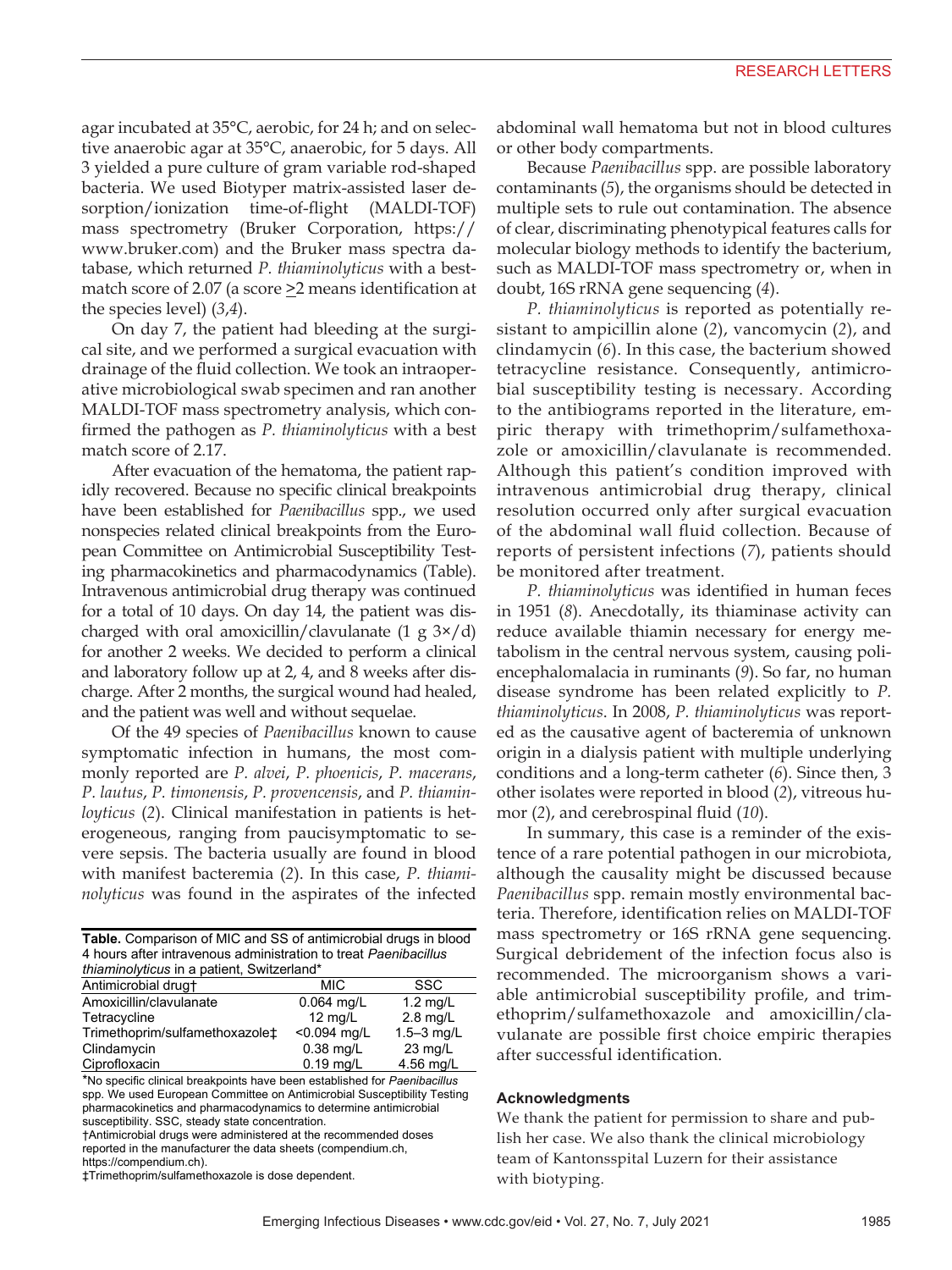agar incubated at 35°C, aerobic, for 24 h; and on selective anaerobic agar at 35°C, anaerobic, for 5 days. All 3 yielded a pure culture of gram variable rod-shaped bacteria. We used Biotyper matrix-assisted laser desorption/ionization time-of-flight (MALDI-TOF) mass spectrometry (Bruker Corporation, https://www.bruker.com) and the Bruker mass spectra database, which returned *P. thiaminolyticus* with a best-match score of 2.07 (a score ≥2 means identification at the species level) (*3*,*4*).

On day 7, the patient had bleeding at the surgical site, and we performed a surgical evacuation with drainage of the fluid collection. We took an intraoperative microbiological swab specimen and ran another MALDI-TOF mass spectrometry analysis, which confirmed the pathogen as *P. thiaminolyticus* with a best match score of 2.17.

After evacuation of the hematoma, the patient rapidly recovered. Because no specific clinical breakpoints have been established for *Paenibacillus* spp., we used nonspecies related clinical breakpoints from the European Committee on Antimicrobial Susceptibility Testing pharmacokinetics and pharmacodynamics (Table). Intravenous antimicrobial drug therapy was continued for a total of 10 days. On day 14, the patient was discharged with oral amoxicillin/clavulanate (1 g 3×/d) for another 2 weeks. We decided to perform a clinical and laboratory follow up at 2, 4, and 8 weeks after discharge. After 2 months, the surgical wound had healed, and the patient was well and without sequelae.

Of the 49 species of *Paenibacillus* known to cause symptomatic infection in humans, the most commonly reported are *P. alvei*, *P. phoenicis*, *P. macerans*, *P. lautus*, *P. timonensis*, *P. provencensis*, and *P. thiaminloyticus* (*2*). Clinical manifestation in patients is heterogeneous, ranging from paucisymptomatic to severe sepsis. The bacteria usually are found in blood with manifest bacteremia (*2*). In this case, *P. thiaminolyticus* was found in the aspirates of the infected abdominal wall hematoma but not in blood cultures or other body compartments.

**Table.** Comparison of MIC and SS of antimicrobial drugs in blood 4 hours after intravenous administration to treat *Paenibacillus thiaminolyticus* in a patient, Switzerland*

| Antimicrobial drug† | MIC | SSC |
|---|---|---|
| Amoxicillin/clavulanate | 0.064 mg/L | 1.2 mg/L |
| Tetracycline | 12 mg/L | 2.8 mg/L |
| Trimethoprim/sulfamethoxazole‡ | <0.094 mg/L | 1.5–3 mg/L |
| Clindamycin | 0.38 mg/L | 23 mg/L |
| Ciprofloxacin | 0.19 mg/L | 4.56 mg/L |

*No specific clinical breakpoints have been established for *Paenibacillus* spp. We used European Committee on Antimicrobial Susceptibility Testing pharmacokinetics and pharmacodynamics to determine antimicrobial susceptibility. SSC, steady state concentration.
†Antimicrobial drugs were administered at the recommended doses reported in the manufacturer the data sheets (compendium.ch, https://compendium.ch).
‡Trimethoprim/sulfamethoxazole is dose dependent.

Because *Paenibacillus* spp. are possible laboratory contaminants (*5*), the organisms should be detected in multiple sets to rule out contamination. The absence of clear, discriminating phenotypical features calls for molecular biology methods to identify the bacterium, such as MALDI-TOF mass spectrometry or, when in doubt, 16S rRNA gene sequencing (*4*).

*P. thiaminolyticus* is reported as potentially resistant to ampicillin alone (*2*), vancomycin (*2*), and clindamycin (*6*). In this case, the bacterium showed tetracycline resistance. Consequently, antimicrobial susceptibility testing is necessary. According to the antibiograms reported in the literature, empiric therapy with trimethoprim/sulfamethoxazole or amoxicillin/clavulanate is recommended. Although this patient's condition improved with intravenous antimicrobial drug therapy, clinical resolution occurred only after surgical evacuation of the abdominal wall fluid collection. Because of reports of persistent infections (*7*), patients should be monitored after treatment.

*P. thiaminolyticus* was identified in human feces in 1951 (*8*). Anecdotally, its thiaminase activity can reduce available thiamin necessary for energy metabolism in the central nervous system, causing poliencephalomalacia in ruminants (*9*). So far, no human disease syndrome has been related explicitly to *P. thiaminolyticus*. In 2008, *P. thiaminolyticus* was reported as the causative agent of bacteremia of unknown origin in a dialysis patient with multiple underlying conditions and a long-term catheter (*6*). Since then, 3 other isolates were reported in blood (*2*), vitreous humor (*2*), and cerebrospinal fluid (*10*).

In summary, this case is a reminder of the existence of a rare potential pathogen in our microbiota, although the causality might be discussed because *Paenibacillus* spp. remain mostly environmental bacteria. Therefore, identification relies on MALDI-TOF mass spectrometry or 16S rRNA gene sequencing. Surgical debridement of the infection focus also is recommended. The microorganism shows a variable antimicrobial susceptibility profile, and trimethoprim/sulfamethoxazole and amoxicillin/clavulanate are possible first choice empiric therapies after successful identification.

#### Acknowledgments

We thank the patient for permission to share and publish her case. We also thank the clinical microbiology team of Kantonsspital Luzern for their assistance with biotyping.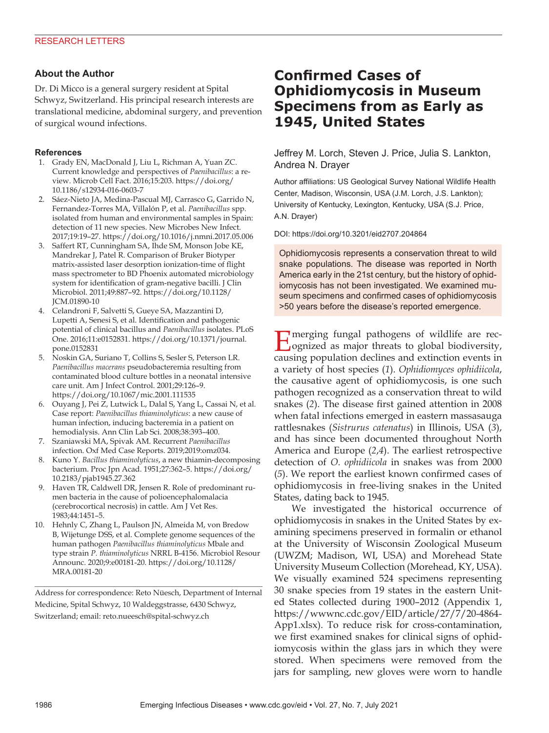## About the Author

Dr. Di Micco is a general surgery resident at Spital Schwyz, Switzerland. His principal research interests are translational medicine, abdominal surgery, and prevention of surgical wound infections.

### References

1. Grady EN, MacDonald J, Liu L, Richman A, Yuan ZC. Current knowledge and perspectives of *Paenibacillus*: a review. Microb Cell Fact. 2016;15:203. https://doi.org/10.1186/s12934-016-0603-7
2. Sáez-Nieto JA, Medina-Pascual MJ, Carrasco G, Garrido N, Fernandez-Torres MA, Villalón P, et al. *Paenibacillus* spp. isolated from human and environmental samples in Spain: detection of 11 new species. New Microbes New Infect. 2017;19:19–27. https://doi.org/10.1016/j.nmni.2017.05.006
3. Saffert RT, Cunningham SA, Ihde SM, Monson Jobe KE, Mandrekar J, Patel R. Comparison of Bruker Biotyper matrix-assisted laser desorption ionization-time of flight mass spectrometer to BD Phoenix automated microbiology system for identification of gram-negative bacilli. J Clin Microbiol. 2011;49:887–92. https://doi.org/10.1128/JCM.01890-10
4. Celandroni F, Salvetti S, Gueye SA, Mazzantini D, Lupetti A, Senesi S, et al. Identification and pathogenic potential of clinical bacillus and *Paenibacillus* isolates. PLoS One. 2016;11:e0152831. https://doi.org/10.1371/journal.pone.0152831
5. Noskin GA, Suriano T, Collins S, Sesler S, Peterson LR. *Paenibacillus macerans* pseudobacteremia resulting from contaminated blood culture bottles in a neonatal intensive care unit. Am J Infect Control. 2001;29:126–9. https://doi.org/10.1067/mic.2001.111535
6. Ouyang J, Pei Z, Lutwick L, Dalal S, Yang L, Cassai N, et al. Case report: *Paenibacillus thiaminolyticus*: a new cause of human infection, inducing bacteremia in a patient on hemodialysis. Ann Clin Lab Sci. 2008;38:393–400.
7. Szaniawski MA, Spivak AM. Recurrent *Paenibacillus* infection. Oxf Med Case Reports. 2019;2019:omz034.
8. Kuno Y. *Bacillus thiaminolyticus*, a new thiamin-decomposing bacterium. Proc Jpn Acad. 1951;27:362–5. https://doi.org/10.2183/pjab1945.27.362
9. Haven TR, Caldwell DR, Jensen R. Role of predominant rumen bacteria in the cause of polioencephalomalacia (cerebrocortical necrosis) in cattle. Am J Vet Res. 1983;44:1451–5.
10. Hehnly C, Zhang L, Paulson JN, Almeida M, von Bredow B, Wijetunge DSS, et al. Complete genome sequences of the human pathogen *Paenibacillus thiaminolyticus* Mbale and type strain *P. thiaminolyticus* NRRL B-4156. Microbiol Resour Announc. 2020;9:e00181-20. https://doi.org/10.1128/MRA.00181-20

Address for correspondence: Reto Nüesch, Department of Internal Medicine, Spital Schwyz, 10 Waldeggstrasse, 6430 Schwyz, Switzerland; email: reto.nueesch@spital-schwyz.ch

# Confirmed Cases of Ophidiomycosis in Museum Specimens from as Early as 1945, United States

Jeffrey M. Lorch, Steven J. Price, Julia S. Lankton, Andrea N. Drayer

Author affiliations: US Geological Survey National Wildlife Health Center, Madison, Wisconsin, USA (J.M. Lorch, J.S. Lankton); University of Kentucky, Lexington, Kentucky, USA (S.J. Price, A.N. Drayer)

DOI: https://doi.org/10.3201/eid2707.204864

Ophidiomycosis represents a conservation threat to wild snake populations. The disease was reported in North America early in the 21st century, but the history of ophidiomycosis has not been investigated. We examined museum specimens and confirmed cases of ophidiomycosis >50 years before the disease's reported emergence.

Emerging fungal pathogens of wildlife are recognized as major threats to global biodiversity, causing population declines and extinction events in a variety of host species (*1*). *Ophidiomyces ophidiicola*, the causative agent of ophidiomycosis, is one such pathogen recognized as a conservation threat to wild snakes (*2*). The disease first gained attention in 2008 when fatal infections emerged in eastern massasauga rattlesnakes (*Sistrurus catenatus*) in Illinois, USA (*3*), and has since been documented throughout North America and Europe (*2*,*4*). The earliest retrospective detection of *O. ophidiicola* in snakes was from 2000 (*5*). We report the earliest known confirmed cases of ophidiomycosis in free-living snakes in the United States, dating back to 1945.

We investigated the historical occurrence of ophidiomycosis in snakes in the United States by examining specimens preserved in formalin or ethanol at the University of Wisconsin Zoological Museum (UWZM; Madison, WI, USA) and Morehead State University Museum Collection (Morehead, KY, USA). We visually examined 524 specimens representing 30 snake species from 19 states in the eastern United States collected during 1900–2012 (Appendix 1, https://wwwnc.cdc.gov/EID/article/27/7/20-4864-App1.xlsx). To reduce risk for cross-contamination, we first examined snakes for clinical signs of ophidiomycosis within the glass jars in which they were stored. When specimens were removed from the jars for sampling, new gloves were worn to handle